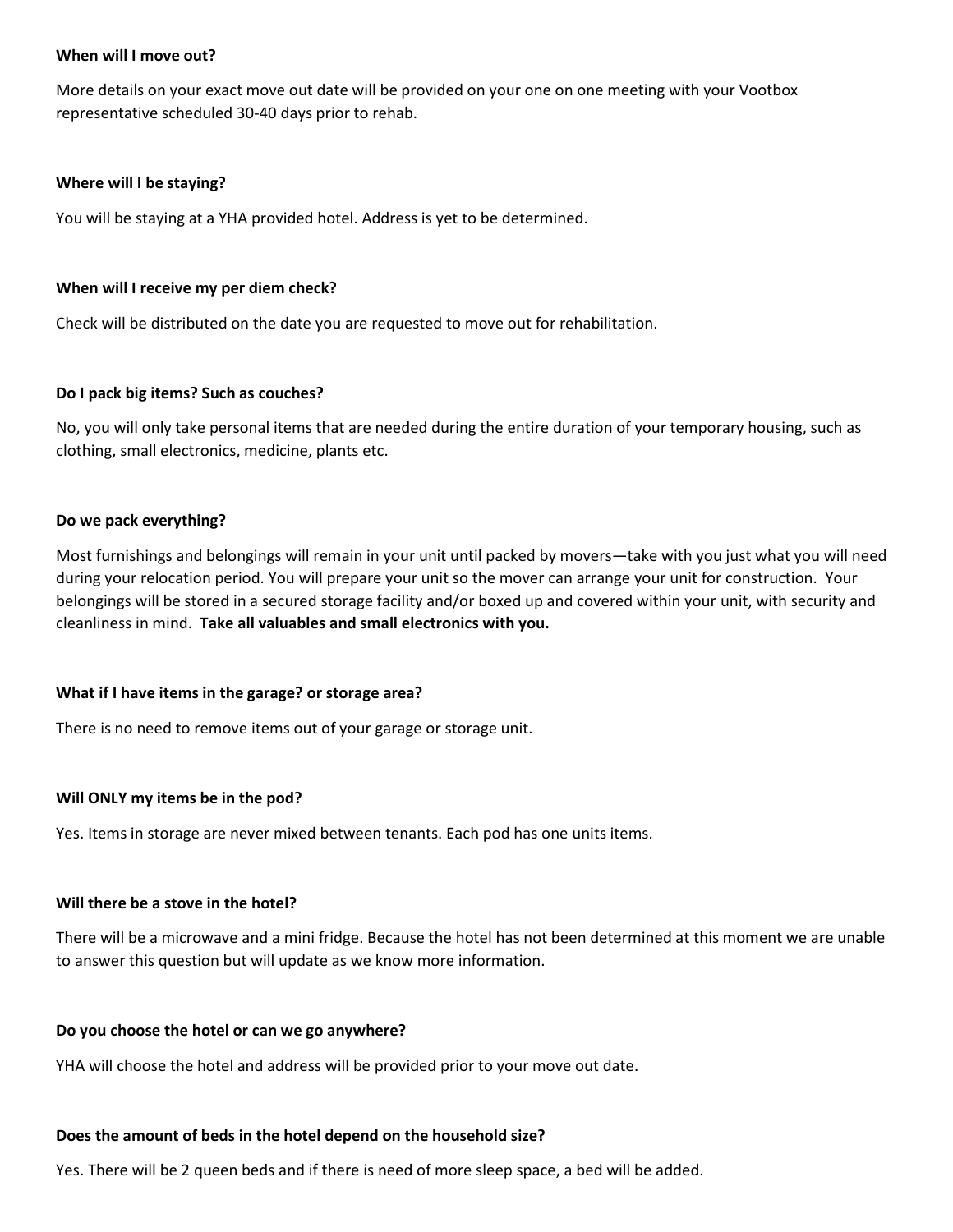**When will I move out?**

More details on your exact move out date will be provided on your one on one meeting with your Vootbox representative scheduled 30-40 days prior to rehab.

**Where will I be staying?**

You will be staying at a YHA provided hotel. Address is yet to be determined.

**When will I receive my per diem check?**

Check will be distributed on the date you are requested to move out for rehabilitation.

**Do I pack big items? Such as couches?**

No, you will only take personal items that are needed during the entire duration of your temporary housing, such as clothing, small electronics, medicine, plants etc.

**Do we pack everything?**

Most furnishings and belongings will remain in your unit until packed by movers—take with you just what you will need during your relocation period. You will prepare your unit so the mover can arrange your unit for construction. Your belongings will be stored in a secured storage facility and/or boxed up and covered within your unit, with security and cleanliness in mind. **Take all valuables and small electronics with you.**

**What if I have items in the garage? or storage area?**

There is no need to remove items out of your garage or storage unit.

**Will ONLY my items be in the pod?**

Yes. Items in storage are never mixed between tenants. Each pod has one units items.

**Will there be a stove in the hotel?**

There will be a microwave and a mini fridge. Because the hotel has not been determined at this moment we are unable to answer this question but will update as we know more information.

**Do you choose the hotel or can we go anywhere?**

YHA will choose the hotel and address will be provided prior to your move out date.

**Does the amount of beds in the hotel depend on the household size?**

Yes. There will be 2 queen beds and if there is need of more sleep space, a bed will be added.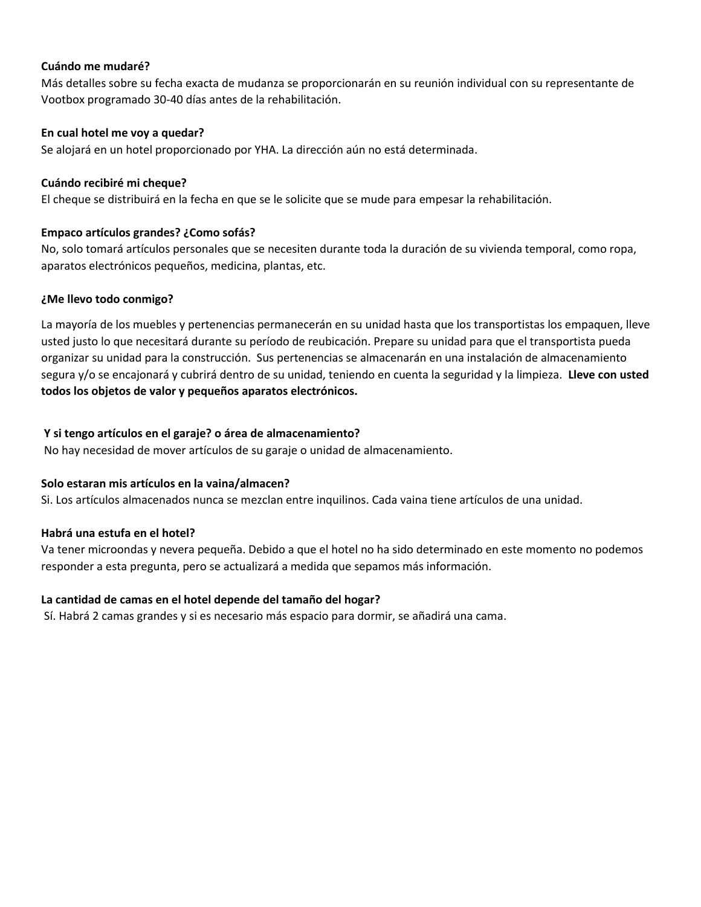**Cuándo me mudaré?**
Más detalles sobre su fecha exacta de mudanza se proporcionarán en su reunión individual con su representante de Vootbox programado 30-40 días antes de la rehabilitación.

**En cual hotel me voy a quedar?**
Se alojará en un hotel proporcionado por YHA. La dirección aún no está determinada.

**Cuándo recibiré mi cheque?**
El cheque se distribuirá en la fecha en que se le solicite que se mude para empesar la rehabilitación.

**Empaco artículos grandes? ¿Como sofás?**
No, solo tomará artículos personales que se necesiten durante toda la duración de su vivienda temporal, como ropa, aparatos electrónicos pequeños, medicina, plantas, etc.

**¿Me llevo todo conmigo?**

La mayoría de los muebles y pertenencias permanecerán en su unidad hasta que los transportistas los empaquen, lleve usted justo lo que necesitará durante su período de reubicación. Prepare su unidad para que el transportista pueda organizar su unidad para la construcción. Sus pertenencias se almacenarán en una instalación de almacenamiento segura y/o se encajonará y cubrirá dentro de su unidad, teniendo en cuenta la seguridad y la limpieza. **Lleve con usted todos los objetos de valor y pequeños aparatos electrónicos.**

**Y si tengo artículos en el garaje? o área de almacenamiento?**
No hay necesidad de mover artículos de su garaje o unidad de almacenamiento.

**Solo estaran mis artículos en la vaina/almacen?**
Si. Los artículos almacenados nunca se mezclan entre inquilinos. Cada vaina tiene artículos de una unidad.

**Habrá una estufa en el hotel?**
Va tener microondas y nevera pequeña. Debido a que el hotel no ha sido determinado en este momento no podemos responder a esta pregunta, pero se actualizará a medida que sepamos más información.

**La cantidad de camas en el hotel depende del tamaño del hogar?**
Sí. Habrá 2 camas grandes y si es necesario más espacio para dormir, se añadirá una cama.